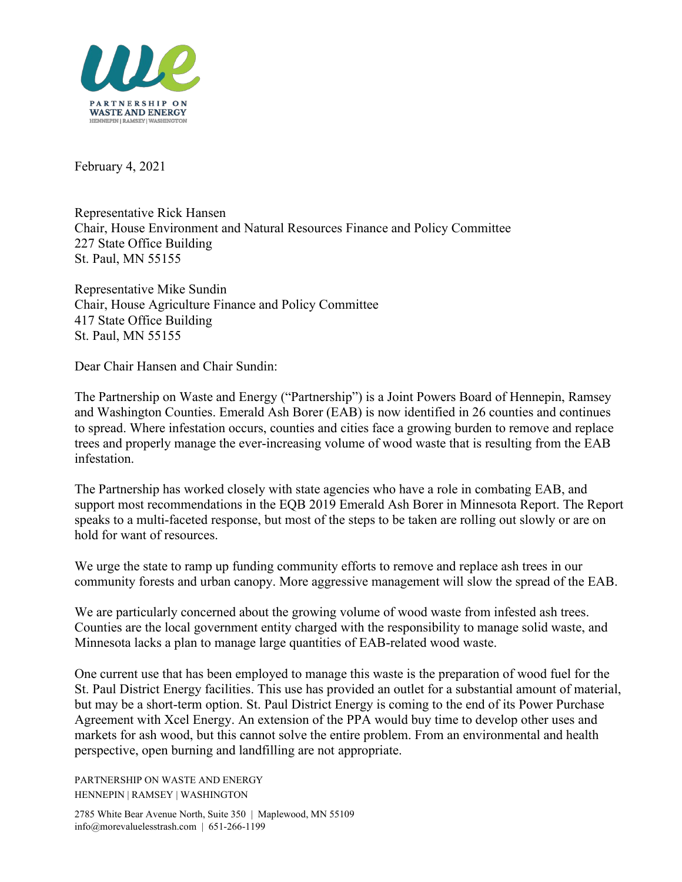PARTNERSHIP ON
WASTE AND ENERGY
HENNEPIN | RAMSEY | WASHINGTON

February 4, 2021

Representative Rick Hansen
Chair, House Environment and Natural Resources Finance and Policy Committee
227 State Office Building
St. Paul, MN 55155

Representative Mike Sundin
Chair, House Agriculture Finance and Policy Committee
417 State Office Building
St. Paul, MN 55155

Dear Chair Hansen and Chair Sundin:

The Partnership on Waste and Energy ("Partnership") is a Joint Powers Board of Hennepin, Ramsey and Washington Counties. Emerald Ash Borer (EAB) is now identified in 26 counties and continues to spread. Where infestation occurs, counties and cities face a growing burden to remove and replace trees and properly manage the ever-increasing volume of wood waste that is resulting from the EAB infestation.

The Partnership has worked closely with state agencies who have a role in combating EAB, and support most recommendations in the EQB 2019 Emerald Ash Borer in Minnesota Report. The Report speaks to a multi-faceted response, but most of the steps to be taken are rolling out slowly or are on hold for want of resources.

We urge the state to ramp up funding community efforts to remove and replace ash trees in our community forests and urban canopy. More aggressive management will slow the spread of the EAB.

We are particularly concerned about the growing volume of wood waste from infested ash trees. Counties are the local government entity charged with the responsibility to manage solid waste, and Minnesota lacks a plan to manage large quantities of EAB-related wood waste.

One current use that has been employed to manage this waste is the preparation of wood fuel for the St. Paul District Energy facilities. This use has provided an outlet for a substantial amount of material, but may be a short-term option. St. Paul District Energy is coming to the end of its Power Purchase Agreement with Xcel Energy. An extension of the PPA would buy time to develop other uses and markets for ash wood, but this cannot solve the entire problem. From an environmental and health perspective, open burning and landfilling are not appropriate.

PARTNERSHIP ON WASTE AND ENERGY
HENNEPIN | RAMSEY | WASHINGTON

2785 White Bear Avenue North, Suite 350 | Maplewood, MN 55109
info@morevaluelesstrash.com | 651-266-1199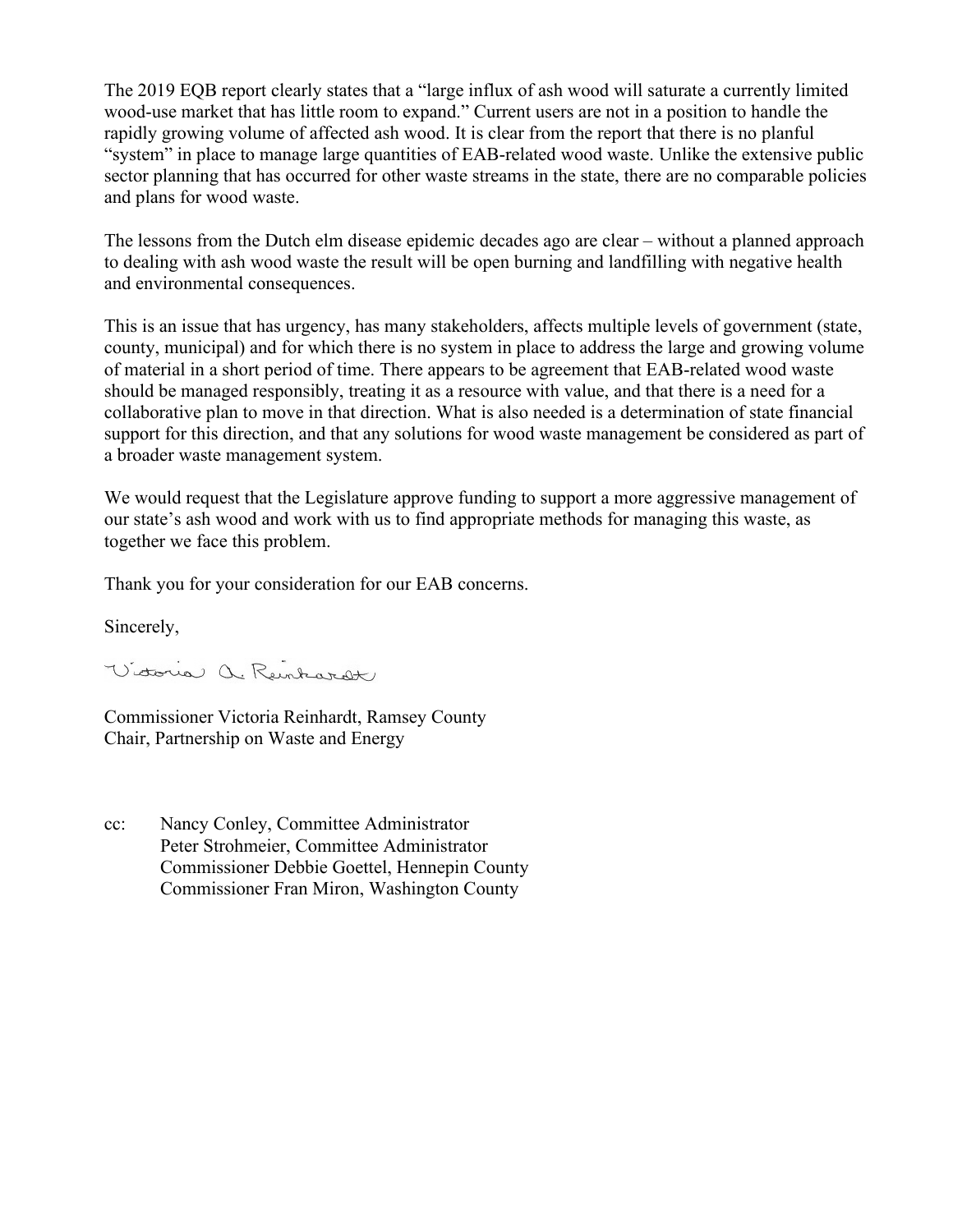The 2019 EQB report clearly states that a "large influx of ash wood will saturate a currently limited wood-use market that has little room to expand." Current users are not in a position to handle the rapidly growing volume of affected ash wood. It is clear from the report that there is no planful "system" in place to manage large quantities of EAB-related wood waste. Unlike the extensive public sector planning that has occurred for other waste streams in the state, there are no comparable policies and plans for wood waste.

The lessons from the Dutch elm disease epidemic decades ago are clear – without a planned approach to dealing with ash wood waste the result will be open burning and landfilling with negative health and environmental consequences.

This is an issue that has urgency, has many stakeholders, affects multiple levels of government (state, county, municipal) and for which there is no system in place to address the large and growing volume of material in a short period of time. There appears to be agreement that EAB-related wood waste should be managed responsibly, treating it as a resource with value, and that there is a need for a collaborative plan to move in that direction. What is also needed is a determination of state financial support for this direction, and that any solutions for wood waste management be considered as part of a broader waste management system.

We would request that the Legislature approve funding to support a more aggressive management of our state's ash wood and work with us to find appropriate methods for managing this waste, as together we face this problem.

Thank you for your consideration for our EAB concerns.

Sincerely,

Victoria A. Reinhardt

Commissioner Victoria Reinhardt, Ramsey County
Chair, Partnership on Waste and Energy

cc: Nancy Conley, Committee Administrator
Peter Strohmeier, Committee Administrator
Commissioner Debbie Goettel, Hennepin County
Commissioner Fran Miron, Washington County